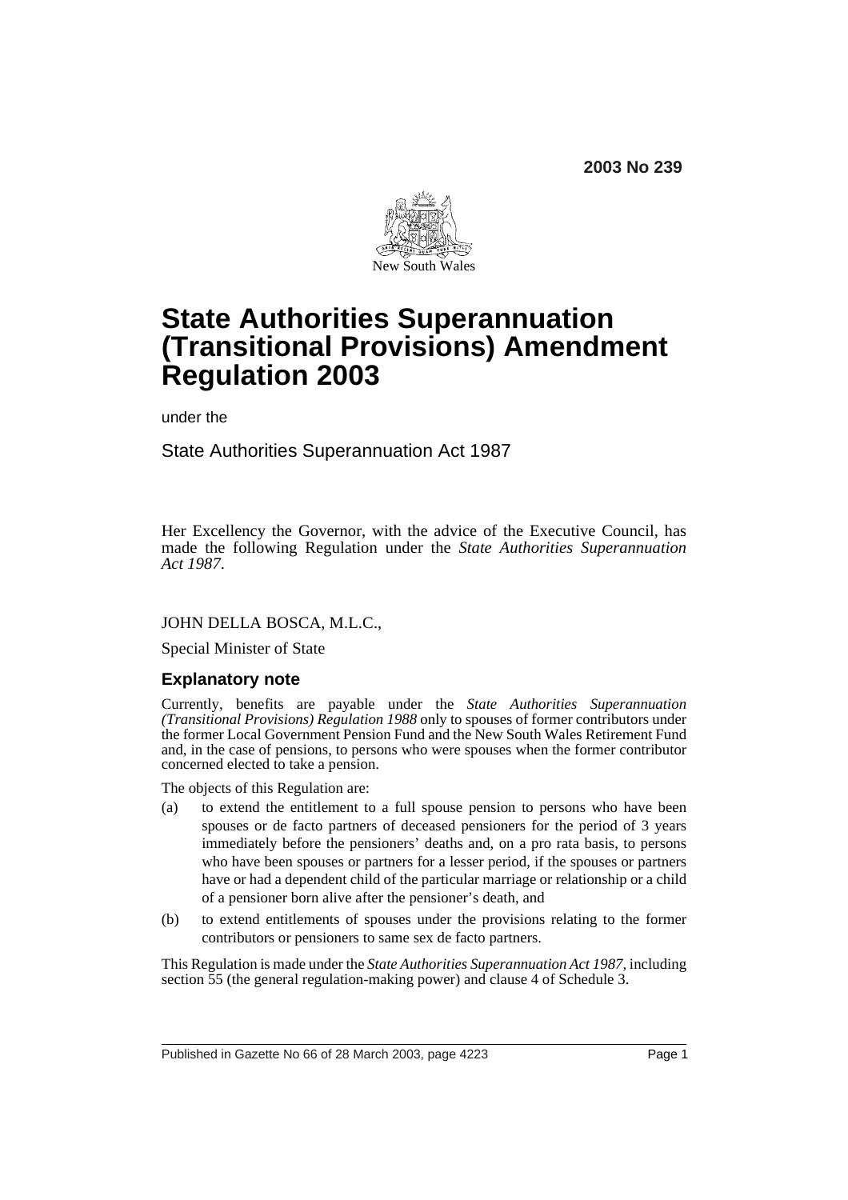2003 No 239

New South Wales

# State Authorities Superannuation (Transitional Provisions) Amendment Regulation 2003

under the

State Authorities Superannuation Act 1987

Her Excellency the Governor, with the advice of the Executive Council, has made the following Regulation under the *State Authorities Superannuation Act 1987*.

JOHN DELLA BOSCA, M.L.C.,

Special Minister of State

## Explanatory note

Currently, benefits are payable under the *State Authorities Superannuation (Transitional Provisions) Regulation 1988* only to spouses of former contributors under the former Local Government Pension Fund and the New South Wales Retirement Fund and, in the case of pensions, to persons who were spouses when the former contributor concerned elected to take a pension.

The objects of this Regulation are:

(a) to extend the entitlement to a full spouse pension to persons who have been spouses or de facto partners of deceased pensioners for the period of 3 years immediately before the pensioners' deaths and, on a pro rata basis, to persons who have been spouses or partners for a lesser period, if the spouses or partners have or had a dependent child of the particular marriage or relationship or a child of a pensioner born alive after the pensioner's death, and

(b) to extend entitlements of spouses under the provisions relating to the former contributors or pensioners to same sex de facto partners.

This Regulation is made under the *State Authorities Superannuation Act 1987*, including section 55 (the general regulation-making power) and clause 4 of Schedule 3.

Published in Gazette No 66 of 28 March 2003, page 4223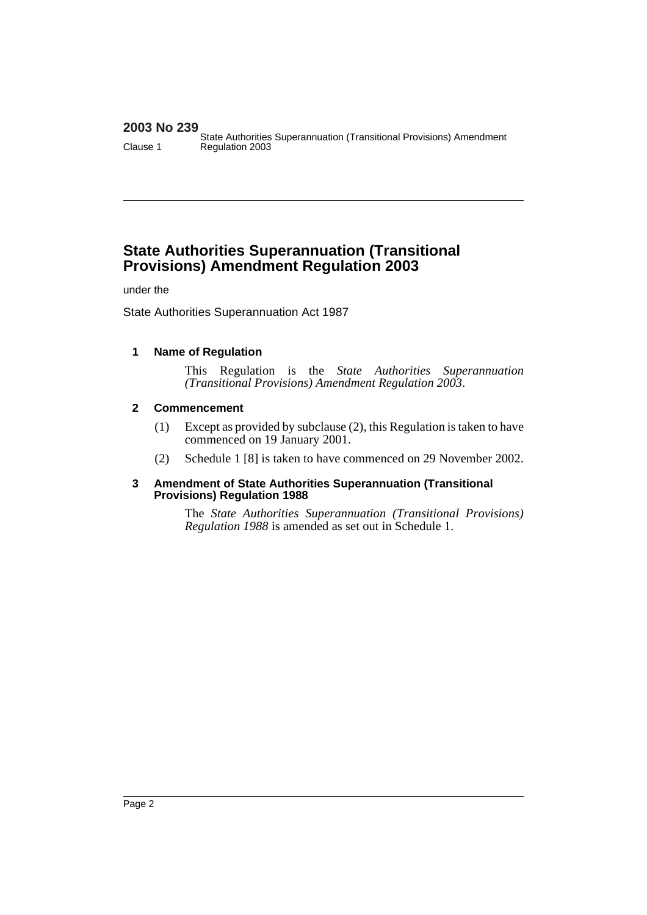# State Authorities Superannuation (Transitional Provisions) Amendment Regulation 2003

under the

State Authorities Superannuation Act 1987

### 1 Name of Regulation

This Regulation is the *State Authorities Superannuation (Transitional Provisions) Amendment Regulation 2003*.

### 2 Commencement

(1) Except as provided by subclause (2), this Regulation is taken to have commenced on 19 January 2001.

(2) Schedule 1 [8] is taken to have commenced on 29 November 2002.

### 3 Amendment of State Authorities Superannuation (Transitional Provisions) Regulation 1988

The *State Authorities Superannuation (Transitional Provisions) Regulation 1988* is amended as set out in Schedule 1.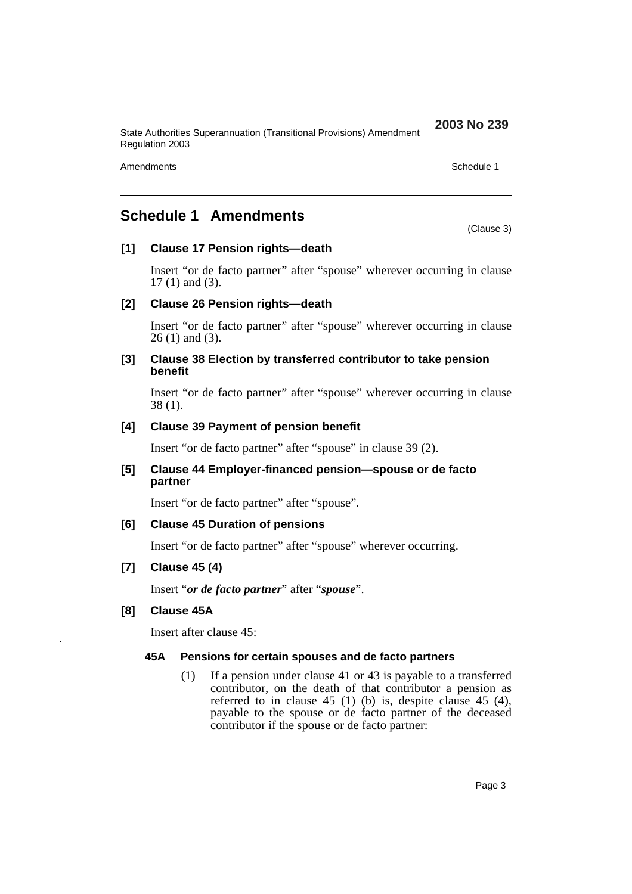## Schedule 1 Amendments

(Clause 3)

### [1] Clause 17 Pension rights—death

Insert "or de facto partner" after "spouse" wherever occurring in clause 17 (1) and (3).

### [2] Clause 26 Pension rights—death

Insert "or de facto partner" after "spouse" wherever occurring in clause 26 (1) and (3).

### [3] Clause 38 Election by transferred contributor to take pension benefit

Insert "or de facto partner" after "spouse" wherever occurring in clause 38 (1).

### [4] Clause 39 Payment of pension benefit

Insert "or de facto partner" after "spouse" in clause 39 (2).

### [5] Clause 44 Employer-financed pension—spouse or de facto partner

Insert "or de facto partner" after "spouse".

### [6] Clause 45 Duration of pensions

Insert "or de facto partner" after "spouse" wherever occurring.

### [7] Clause 45 (4)

Insert "***or de facto partner***" after "***spouse***".

### [8] Clause 45A

Insert after clause 45:

**45A Pensions for certain spouses and de facto partners**

(1) If a pension under clause 41 or 43 is payable to a transferred contributor, on the death of that contributor a pension as referred to in clause 45 (1) (b) is, despite clause 45 (4), payable to the spouse or de facto partner of the deceased contributor if the spouse or de facto partner: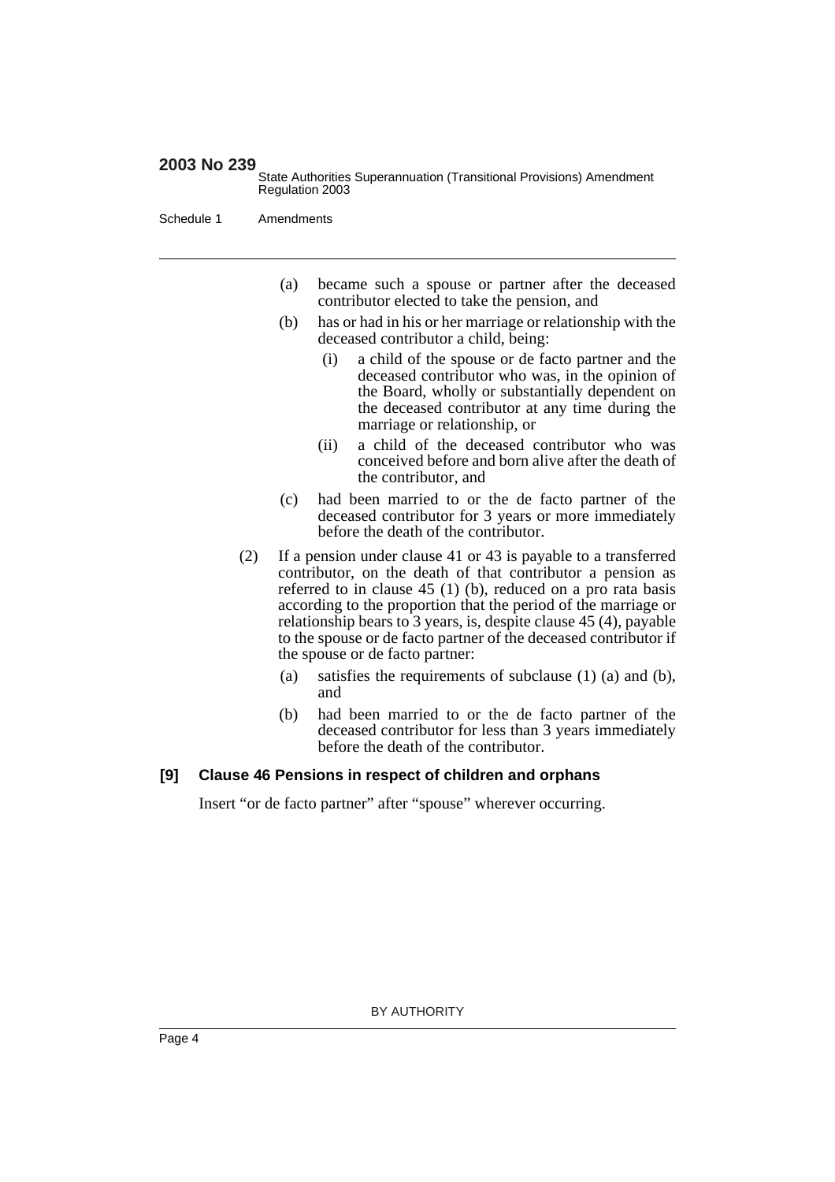(a) became such a spouse or partner after the deceased contributor elected to take the pension, and

(b) has or had in his or her marriage or relationship with the deceased contributor a child, being:

 (i) a child of the spouse or de facto partner and the deceased contributor who was, in the opinion of the Board, wholly or substantially dependent on the deceased contributor at any time during the marriage or relationship, or

 (ii) a child of the deceased contributor who was conceived before and born alive after the death of the contributor, and

(c) had been married to or the de facto partner of the deceased contributor for 3 years or more immediately before the death of the contributor.

(2) If a pension under clause 41 or 43 is payable to a transferred contributor, on the death of that contributor a pension as referred to in clause 45 (1) (b), reduced on a pro rata basis according to the proportion that the period of the marriage or relationship bears to 3 years, is, despite clause 45 (4), payable to the spouse or de facto partner of the deceased contributor if the spouse or de facto partner:

(a) satisfies the requirements of subclause (1) (a) and (b), and

(b) had been married to or the de facto partner of the deceased contributor for less than 3 years immediately before the death of the contributor.

**[9] Clause 46 Pensions in respect of children and orphans**

Insert "or de facto partner" after "spouse" wherever occurring.

BY AUTHORITY